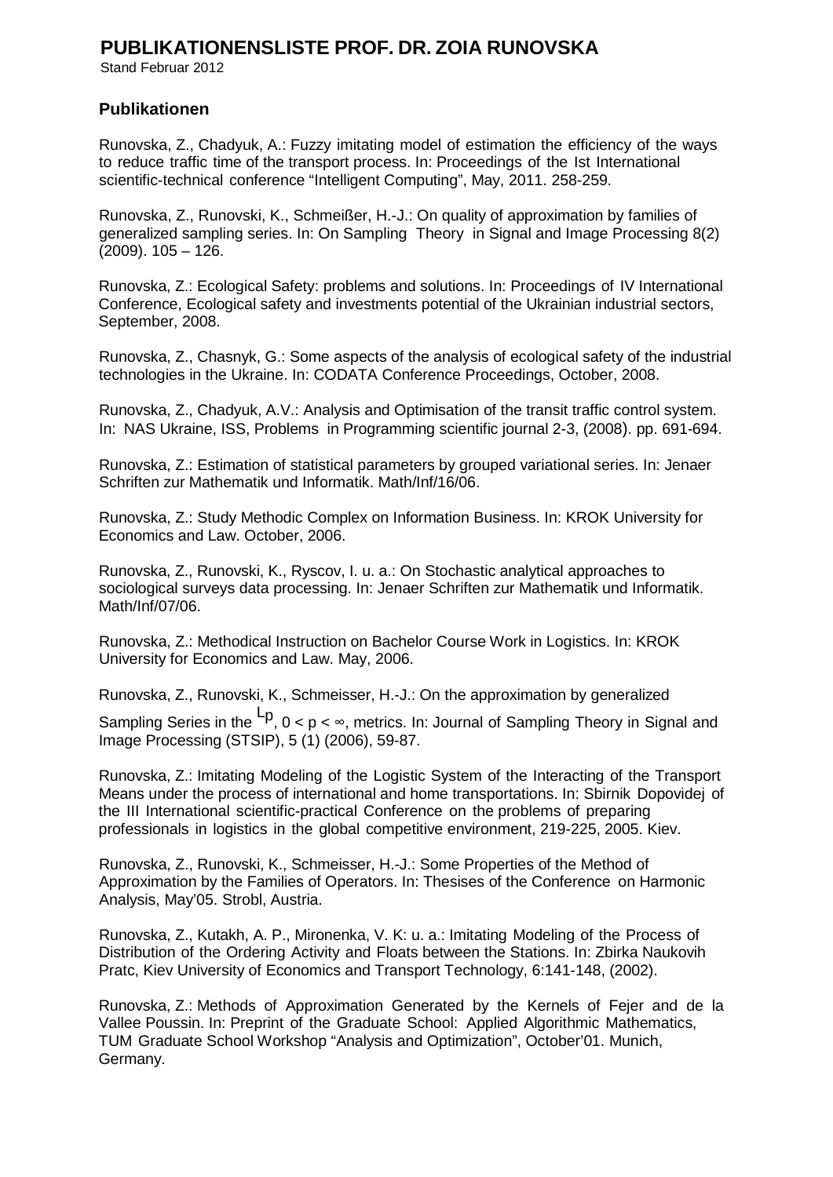# PUBLIKATIONENSLISTE PROF. DR. ZOIA RUNOVSKA

Stand Februar 2012

## Publikationen

Runovska, Z., Chadyuk, A.: Fuzzy imitating model of estimation the efficiency of the ways to reduce traffic time of the transport process. In: Proceedings of the Ist International scientific-technical conference “Intelligent Computing”, May, 2011. 258-259.

Runovska, Z., Runovski, K., Schmeißer, H.-J.: On quality of approximation by families of generalized sampling series. In: On Sampling Theory in Signal and Image Processing 8(2) (2009). 105 – 126.

Runovska, Z.: Ecological Safety: problems and solutions. In: Proceedings of IV International Conference, Ecological safety and investments potential of the Ukrainian industrial sectors, September, 2008.

Runovska, Z., Chasnyk, G.: Some aspects of the analysis of ecological safety of the industrial technologies in the Ukraine. In: CODATA Conference Proceedings, October, 2008.

Runovska, Z., Chadyuk, A.V.: Analysis and Optimisation of the transit traffic control system. In: NAS Ukraine, ISS, Problems in Programming scientific journal 2-3, (2008). pp. 691-694.

Runovska, Z.: Estimation of statistical parameters by grouped variational series. In: Jenaer Schriften zur Mathematik und Informatik. Math/Inf/16/06.

Runovska, Z.: Study Methodic Complex on Information Business. In: KROK University for Economics and Law. October, 2006.

Runovska, Z., Runovski, K., Ryscov, I. u. a.: On Stochastic analytical approaches to sociological surveys data processing. In: Jenaer Schriften zur Mathematik und Informatik. Math/Inf/07/06.

Runovska, Z.: Methodical Instruction on Bachelor Course Work in Logistics. In: KROK University for Economics and Law. May, 2006.

Runovska, Z., Runovski, K., Schmeisser, H.-J.: On the approximation by generalized Sampling Series in the $L_p$, $0 < p < \infty$, metrics. In: Journal of Sampling Theory in Signal and Image Processing (STSIP), 5 (1) (2006), 59-87.

Runovska, Z.: Imitating Modeling of the Logistic System of the Interacting of the Transport Means under the process of international and home transportations. In: Sbirnik Dopovidej of the III International scientific-practical Conference on the problems of preparing professionals in logistics in the global competitive environment, 219-225, 2005. Kiev.

Runovska, Z., Runovski, K., Schmeisser, H.-J.: Some Properties of the Method of Approximation by the Families of Operators. In: Thesises of the Conference on Harmonic Analysis, May’05. Strobl, Austria.

Runovska, Z., Kutakh, A. P., Mironenka, V. K: u. a.: Imitating Modeling of the Process of Distribution of the Ordering Activity and Floats between the Stations. In: Zbirka Naukovih Pratc, Kiev University of Economics and Transport Technology, 6:141-148, (2002).

Runovska, Z.: Methods of Approximation Generated by the Kernels of Fejer and de la Vallee Poussin. In: Preprint of the Graduate School: Applied Algorithmic Mathematics, TUM Graduate School Workshop “Analysis and Optimization”, October’01. Munich, Germany.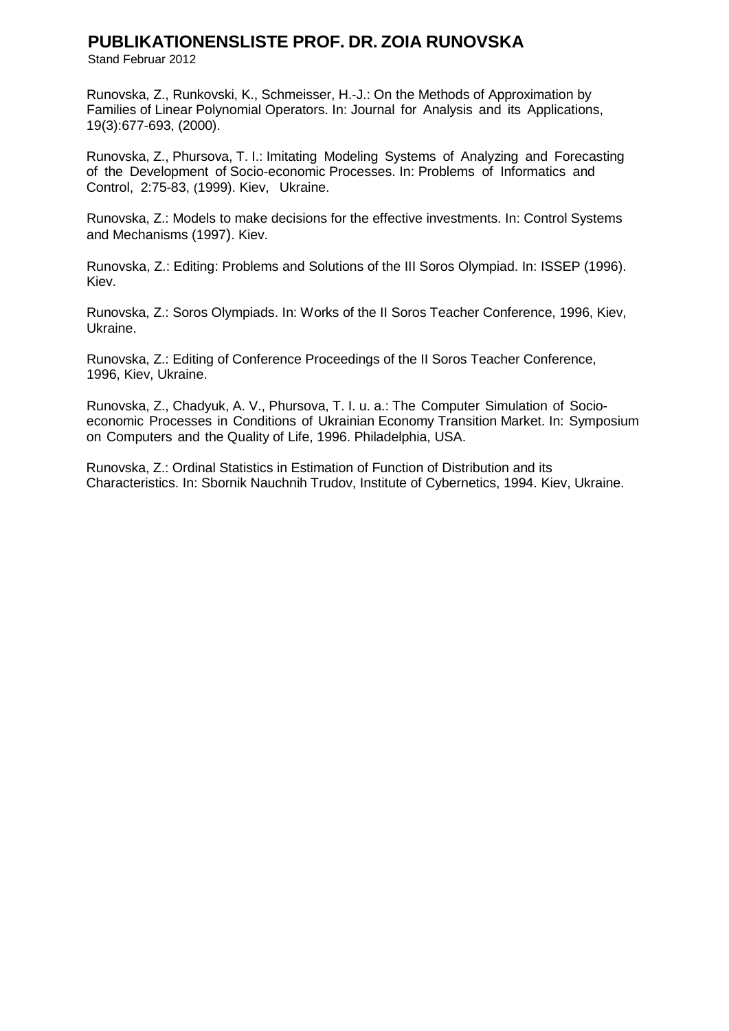# PUBLIKATIONENSLISTE PROF. DR. ZOIA RUNOVSKA

Stand Februar 2012

Runovska, Z., Runkovski, K., Schmeisser, H.-J.: On the Methods of Approximation by Families of Linear Polynomial Operators. In: Journal for Analysis and its Applications, 19(3):677-693, (2000).

Runovska, Z., Phursova, T. I.: Imitating Modeling Systems of Analyzing and Forecasting of the Development of Socio-economic Processes. In: Problems of Informatics and Control, 2:75-83, (1999). Kiev, Ukraine.

Runovska, Z.: Models to make decisions for the effective investments. In: Control Systems and Mechanisms (1997). Kiev.

Runovska, Z.: Editing: Problems and Solutions of the III Soros Olympiad. In: ISSEP (1996). Kiev.

Runovska, Z.: Soros Olympiads. In: Works of the II Soros Teacher Conference, 1996, Kiev, Ukraine.

Runovska, Z.: Editing of Conference Proceedings of the II Soros Teacher Conference, 1996, Kiev, Ukraine.

Runovska, Z., Chadyuk, A. V., Phursova, T. I. u. a.: The Computer Simulation of Socio-economic Processes in Conditions of Ukrainian Economy Transition Market. In: Symposium on Computers and the Quality of Life, 1996. Philadelphia, USA.

Runovska, Z.: Ordinal Statistics in Estimation of Function of Distribution and its Characteristics. In: Sbornik Nauchnih Trudov, Institute of Cybernetics, 1994. Kiev, Ukraine.